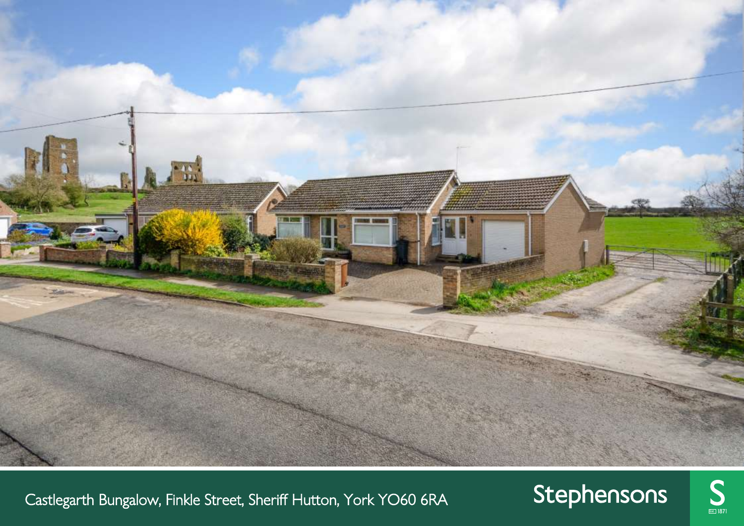Castlegarth Bungalow, Finkle Street, Sheriff Hutton, York YO60 6RA

Stephensons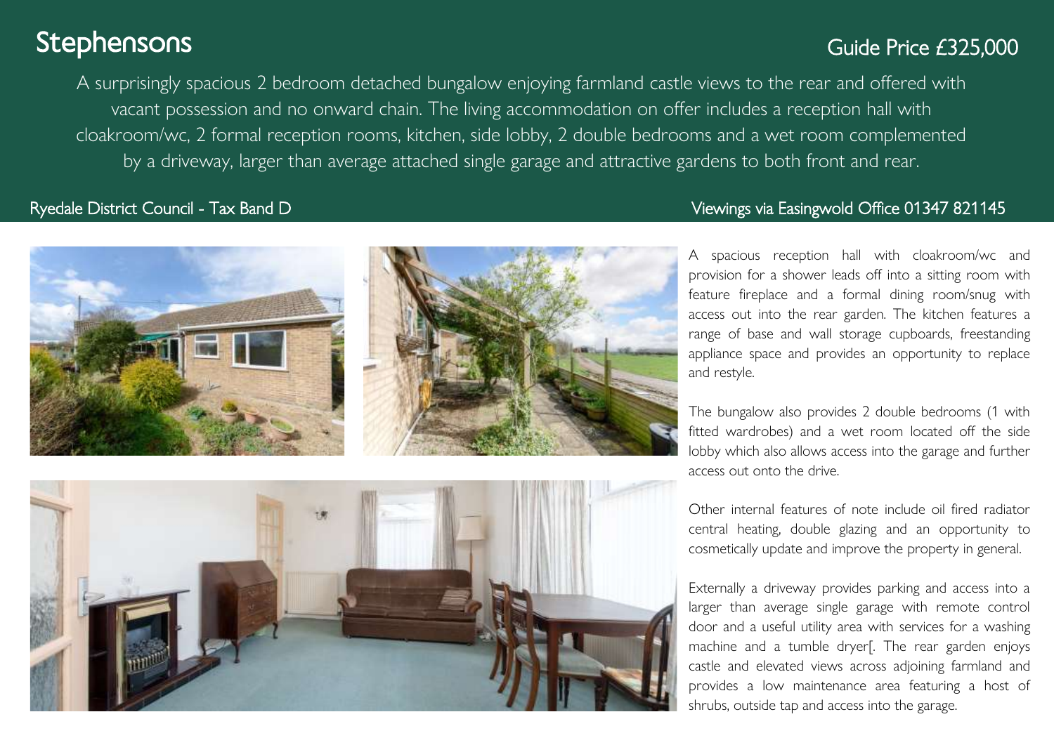# Stephensons

## Guide Price £325,000

A surprisingly spacious 2 bedroom detached bungalow enjoying farmland castle views to the rear and offered with vacant possession and no onward chain. The living accommodation on offer includes a reception hall with cloakroom/wc, 2 formal reception rooms, kitchen, side lobby, 2 double bedrooms and a wet room complemented by a driveway, larger than average attached single garage and attractive gardens to both front and rear.

Ryedale District Council - Tax Band D

Viewings via Easingwold Office 01347 821145

A spacious reception hall with cloakroom/wc and provision for a shower leads off into a sitting room with feature fireplace and a formal dining room/snug with access out into the rear garden. The kitchen features a range of base and wall storage cupboards, freestanding appliance space and provides an opportunity to replace and restyle.

The bungalow also provides 2 double bedrooms (1 with fitted wardrobes) and a wet room located off the side lobby which also allows access into the garage and further access out onto the drive.

Other internal features of note include oil fired radiator central heating, double glazing and an opportunity to cosmetically update and improve the property in general.

Externally a driveway provides parking and access into a larger than average single garage with remote control door and a useful utility area with services for a washing machine and a tumble dryer[. The rear garden enjoys castle and elevated views across adjoining farmland and provides a low maintenance area featuring a host of shrubs, outside tap and access into the garage.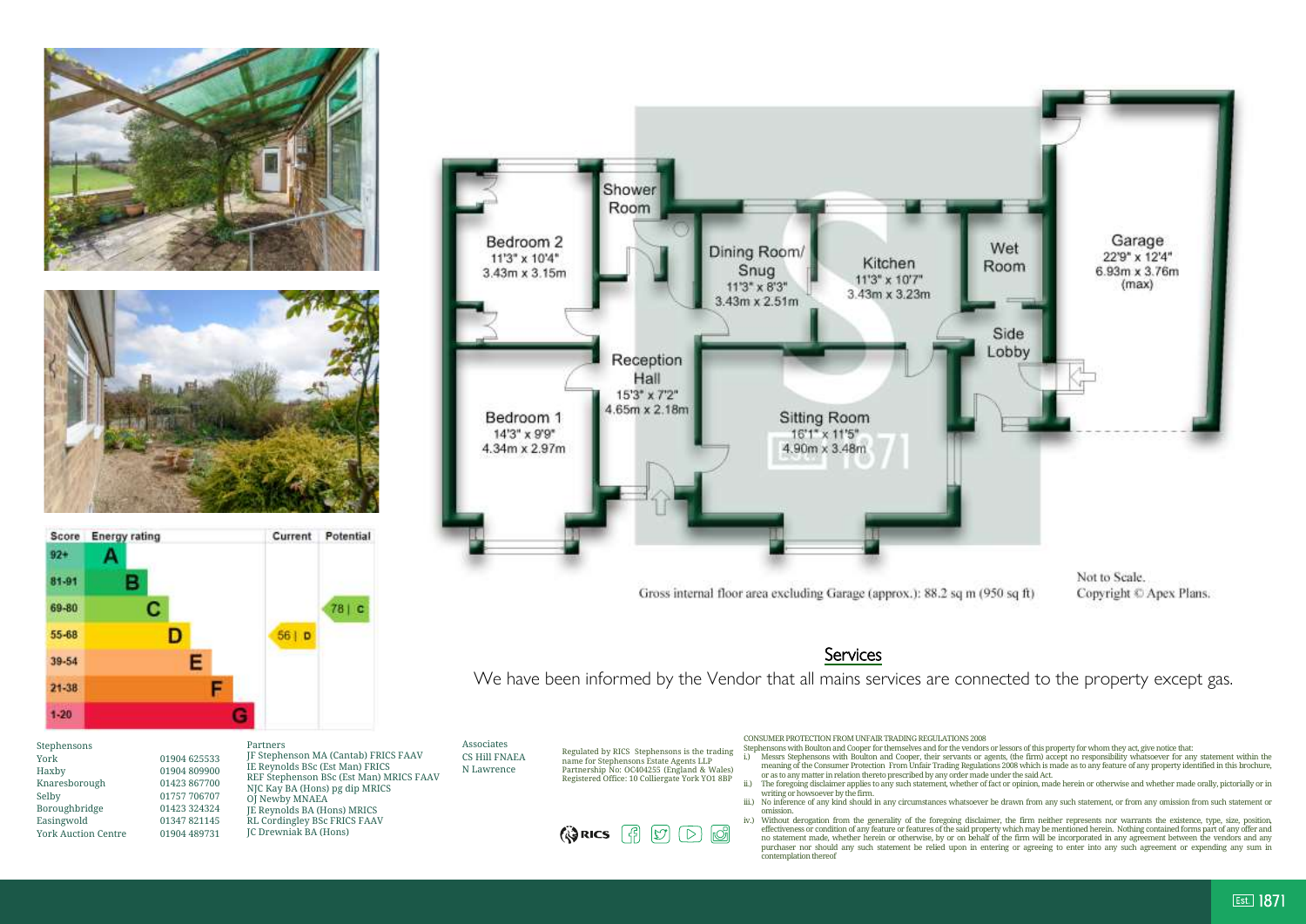Score | Energy rating | Current | Potential

92+ A
81-91 B
69-80 C
55-68 D
39-54 E
21-38 F
1-20 G

Current: 56 | D
Potential: 78 | C

Shower Room

Bedroom 2
11'3" x 10'4"
3.43m x 3.15m

Dining Room/ Snug
11'3" x 8'3"
3.43m x 2.51m

Kitchen
11'3" x 10'7"
3.43m x 3.23m

Wet Room

Garage
22'9" x 12'4"
6.93m x 3.76m
(max)

Side Lobby

Reception Hall
15'3" x 7'2"
4.65m x 2.18m

Bedroom 1
14'3" x 9'9"
4.34m x 2.97m

Sitting Room
16'1" x 11'5"
4.90m x 3.48m

Gross internal floor area excluding Garage (approx.): 88.2 sq m (950 sq ft)

Not to Scale.
Copyright © Apex Plans.

## Services

We have been informed by the Vendor that all mains services are connected to the property except gas.

| Stephensons | |
|---|---|
| York | 01904 625533 |
| Haxby | 01904 809900 |
| Knaresborough | 01423 867700 |
| Selby | 01757 706707 |
| Boroughbridge | 01423 324324 |
| Easingwold | 01347 821145 |
| York Auction Centre | 01904 489731 |

Partners
JF Stephenson MA (Cantab) FRICS FAAV
JE Reynolds BSc (Est Man) FRICS
REF Stephenson BSc (Est Man) MRICS FAAV
NJC Kay BA (Hons) pg dip MRICS
OJ Newby MNAEA
JE Reynolds BA (Hons) MRICS
RL Cordingley BSc FRICS FAAV
JC Drewniak BA (Hons)

Associates
CS Hill FNAEA
N Lawrence

Regulated by RICS Stephensons is the trading name for Stephensons Estate Agents LLP Partnership No: OC404255 (England & Wales) Registered Office: 10 Colliergate York YO1 8BP

CONSUMER PROTECTION FROM UNFAIR TRADING REGULATIONS 2008

Stephensons with Boulton and Cooper for themselves and for the vendors or lessors of this property for whom they act, give notice that:

i.) Messrs Stephensons with Boulton and Cooper, their servants or agents, (the firm) accept no responsibility whatsoever for any statement within the meaning of the Consumer Protection From Unfair Trading Regulations 2008 which is made as to any feature of any property identified in this brochure, or as to any matter in relation thereto prescribed by any order made under the said Act.

ii.) The foregoing disclaimer applies to any such statement, whether of fact or opinion, made herein or otherwise and whether made orally, pictorially or in writing or howsoever by the firm.

iii.) No inference of any kind should in any circumstances whatsoever be drawn from any such statement, or from any omission from such statement or omission.

iv.) Without derogation from the generality of the foregoing disclaimer, the firm neither represents nor warrants the existence, type, size, position, effectiveness or condition of any feature or features of the said property which may be mentioned herein. Nothing contained forms part of any offer and no statement made, whether herein or otherwise, by or on behalf of the firm will be incorporated in any agreement between the vendors and any purchaser nor should any such statement be relied upon in entering or agreeing to enter into any such agreement or expending any sum in contemplation thereof